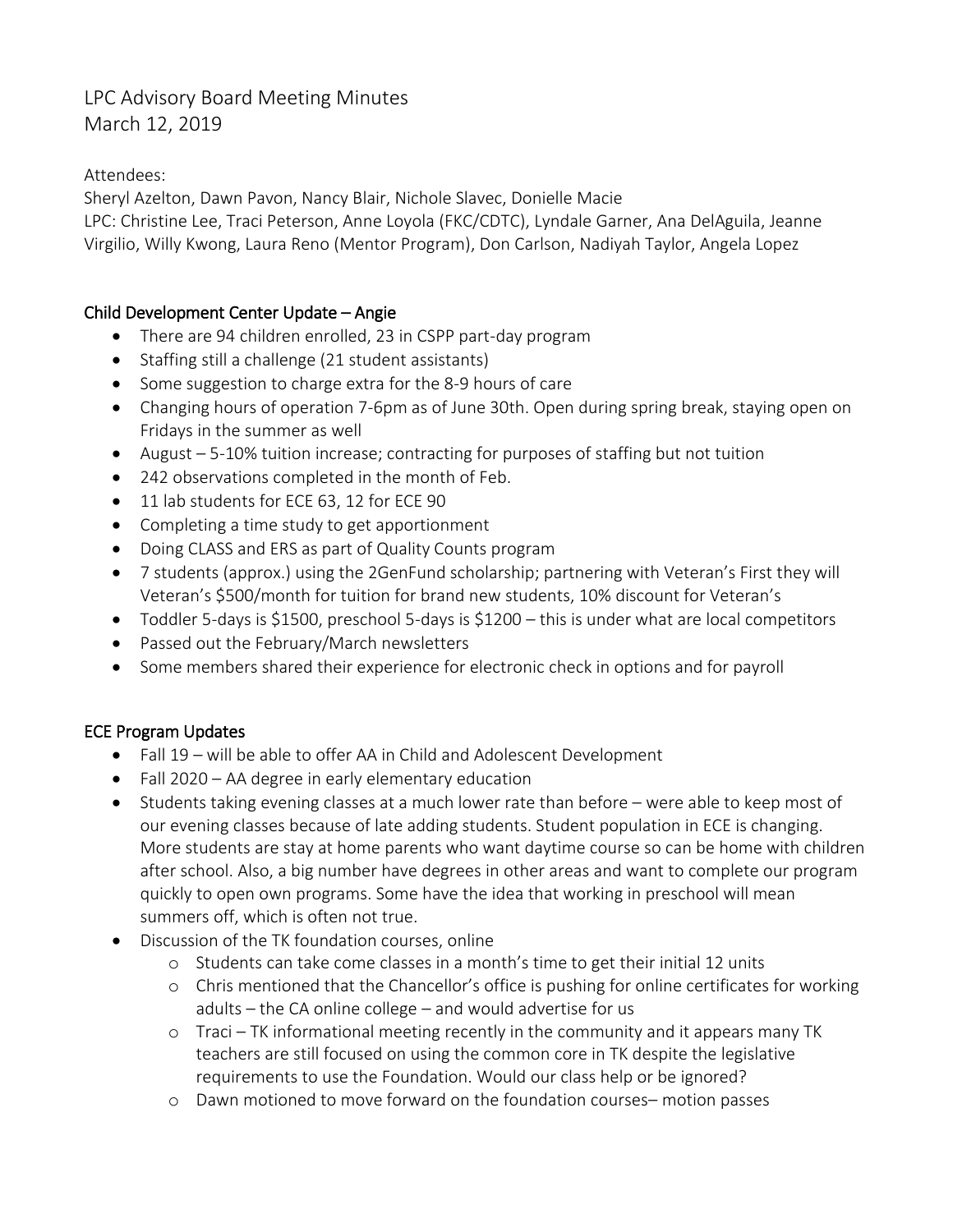# LPC Advisory Board Meeting Minutes
March 12, 2019

Attendees:
Sheryl Azelton, Dawn Pavon, Nancy Blair, Nichole Slavec, Donielle Macie
LPC: Christine Lee, Traci Peterson, Anne Loyola (FKC/CDTC), Lyndale Garner, Ana DelAguila, Jeanne Virgilio, Willy Kwong, Laura Reno (Mentor Program), Don Carlson, Nadiyah Taylor, Angela Lopez

## Child Development Center Update – Angie

- There are 94 children enrolled, 23 in CSPP part-day program
- Staffing still a challenge (21 student assistants)
- Some suggestion to charge extra for the 8-9 hours of care
- Changing hours of operation 7-6pm as of June 30th. Open during spring break, staying open on Fridays in the summer as well
- August – 5-10% tuition increase; contracting for purposes of staffing but not tuition
- 242 observations completed in the month of Feb.
- 11 lab students for ECE 63, 12 for ECE 90
- Completing a time study to get apportionment
- Doing CLASS and ERS as part of Quality Counts program
- 7 students (approx.) using the 2GenFund scholarship; partnering with Veteran's First they will Veteran's $500/month for tuition for brand new students, 10% discount for Veteran's
- Toddler 5-days is $1500, preschool 5-days is $1200 – this is under what are local competitors
- Passed out the February/March newsletters
- Some members shared their experience for electronic check in options and for payroll

## ECE Program Updates

- Fall 19 – will be able to offer AA in Child and Adolescent Development
- Fall 2020 – AA degree in early elementary education
- Students taking evening classes at a much lower rate than before – were able to keep most of our evening classes because of late adding students. Student population in ECE is changing. More students are stay at home parents who want daytime course so can be home with children after school. Also, a big number have degrees in other areas and want to complete our program quickly to open own programs. Some have the idea that working in preschool will mean summers off, which is often not true.
- Discussion of the TK foundation courses, online
  - Students can take come classes in a month's time to get their initial 12 units
  - Chris mentioned that the Chancellor's office is pushing for online certificates for working adults – the CA online college – and would advertise for us
  - Traci – TK informational meeting recently in the community and it appears many TK teachers are still focused on using the common core in TK despite the legislative requirements to use the Foundation. Would our class help or be ignored?
  - Dawn motioned to move forward on the foundation courses– motion passes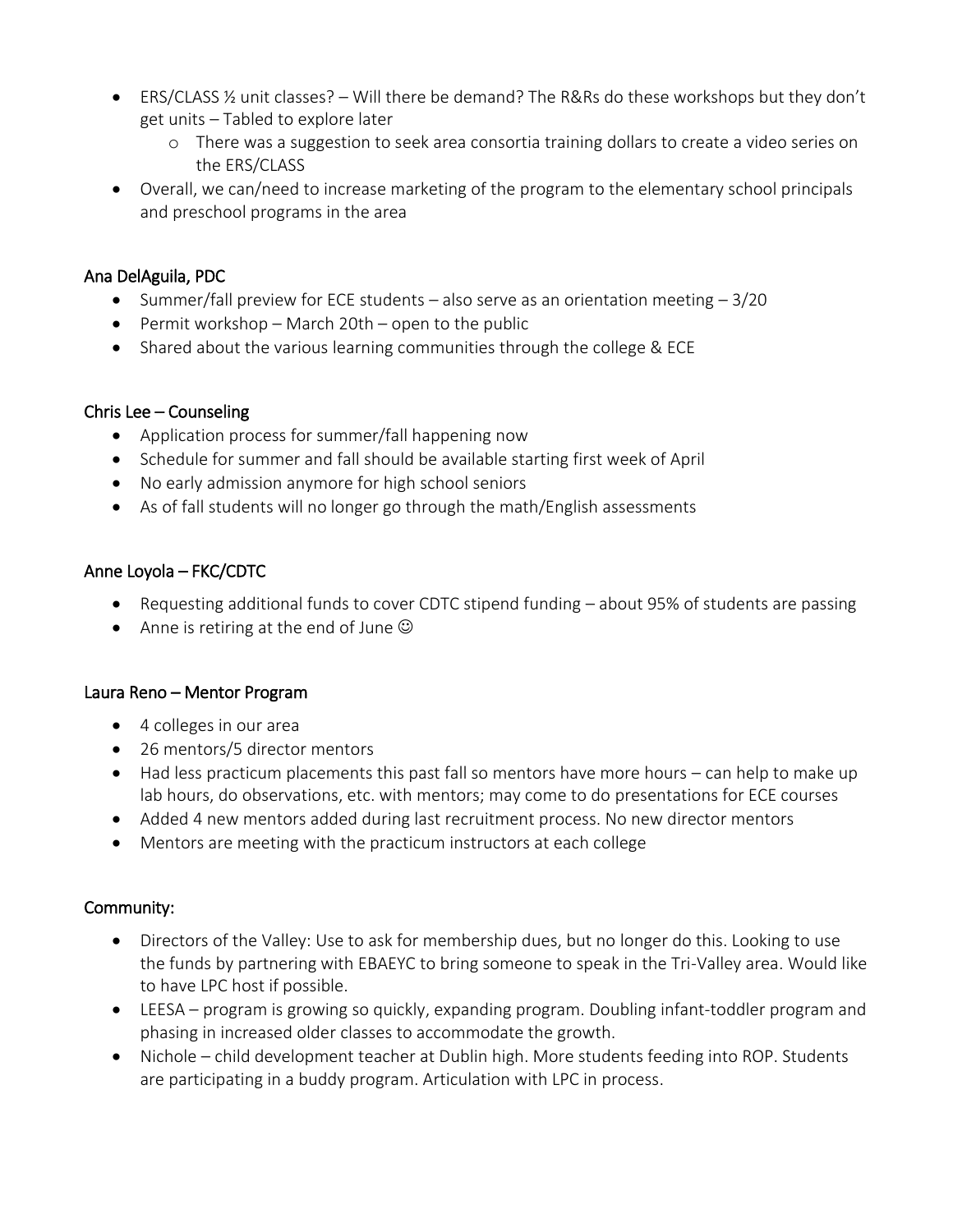- ERS/CLASS ½ unit classes? – Will there be demand? The R&Rs do these workshops but they don't get units – Tabled to explore later
  - There was a suggestion to seek area consortia training dollars to create a video series on the ERS/CLASS
- Overall, we can/need to increase marketing of the program to the elementary school principals and preschool programs in the area

## Ana DelAguila, PDC

- Summer/fall preview for ECE students – also serve as an orientation meeting – 3/20
- Permit workshop – March 20th – open to the public
- Shared about the various learning communities through the college & ECE

## Chris Lee – Counseling

- Application process for summer/fall happening now
- Schedule for summer and fall should be available starting first week of April
- No early admission anymore for high school seniors
- As of fall students will no longer go through the math/English assessments

## Anne Loyola – FKC/CDTC

- Requesting additional funds to cover CDTC stipend funding – about 95% of students are passing
- Anne is retiring at the end of June ☺

## Laura Reno – Mentor Program

- 4 colleges in our area
- 26 mentors/5 director mentors
- Had less practicum placements this past fall so mentors have more hours – can help to make up lab hours, do observations, etc. with mentors; may come to do presentations for ECE courses
- Added 4 new mentors added during last recruitment process. No new director mentors
- Mentors are meeting with the practicum instructors at each college

## Community:

- Directors of the Valley: Use to ask for membership dues, but no longer do this. Looking to use the funds by partnering with EBAEYC to bring someone to speak in the Tri-Valley area. Would like to have LPC host if possible.
- LEESA – program is growing so quickly, expanding program. Doubling infant-toddler program and phasing in increased older classes to accommodate the growth.
- Nichole – child development teacher at Dublin high. More students feeding into ROP. Students are participating in a buddy program. Articulation with LPC in process.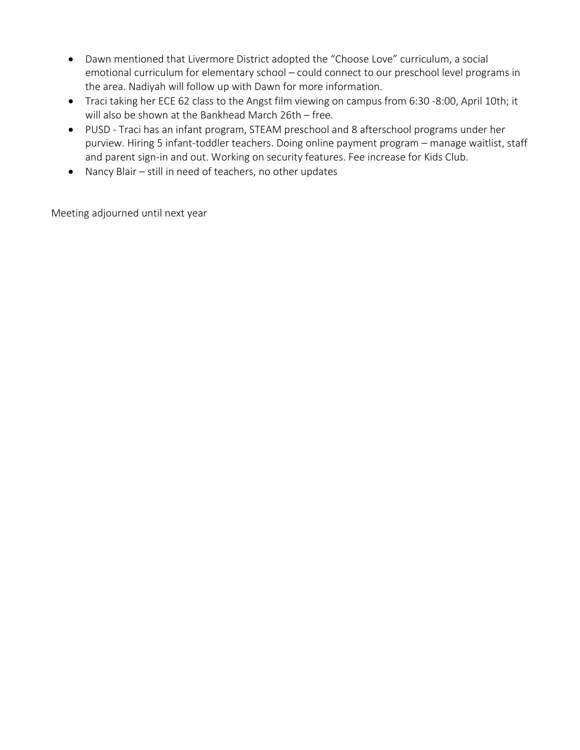- Dawn mentioned that Livermore District adopted the "Choose Love" curriculum, a social emotional curriculum for elementary school – could connect to our preschool level programs in the area. Nadiyah will follow up with Dawn for more information.
- Traci taking her ECE 62 class to the Angst film viewing on campus from 6:30 -8:00, April 10th; it will also be shown at the Bankhead March 26th – free.
- PUSD - Traci has an infant program, STEAM preschool and 8 afterschool programs under her purview. Hiring 5 infant-toddler teachers. Doing online payment program – manage waitlist, staff and parent sign-in and out. Working on security features. Fee increase for Kids Club.
- Nancy Blair – still in need of teachers, no other updates

Meeting adjourned until next year